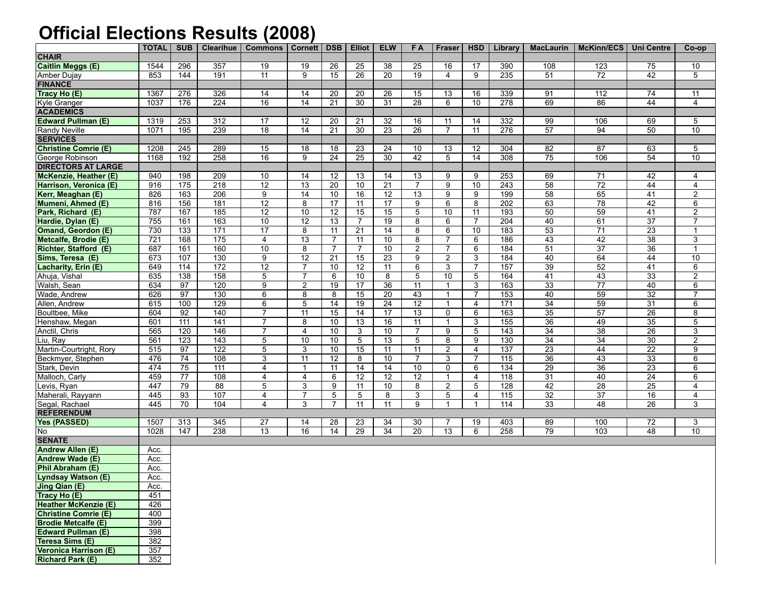# Official Elections Results (2008)

| | TOTAL | SUB | Clearihue | Commons | Cornett | DSB | Elliot | ELW | F A | Fraser | HSD | Library | MacLaurin | McKinn/ECS | Uni Centre | Co-op |
|---|---|---|---|---|---|---|---|---|---|---|---|---|---|---|---|---|
| **CHAIR** | | | | | | | | | | | | | | | | |
| **Caitlin Meggs (E)** | 1544 | 296 | 357 | 19 | 19 | 26 | 25 | 38 | 25 | 16 | 17 | 390 | 108 | 123 | 75 | 10 |
| Amber Dujay | 853 | 144 | 191 | 11 | 9 | 15 | 26 | 20 | 19 | 4 | 9 | 235 | 51 | 72 | 42 | 5 |
| **FINANCE** | | | | | | | | | | | | | | | | |
| **Tracy Ho (E)** | 1367 | 276 | 326 | 14 | 14 | 20 | 20 | 26 | 15 | 13 | 16 | 339 | 91 | 112 | 74 | 11 |
| Kyle Granger | 1037 | 176 | 224 | 16 | 14 | 21 | 30 | 31 | 28 | 6 | 10 | 278 | 69 | 86 | 44 | 4 |
| **ACADEMICS** | | | | | | | | | | | | | | | | |
| **Edward Pullman (E)** | 1319 | 253 | 312 | 17 | 12 | 20 | 21 | 32 | 16 | 11 | 14 | 332 | 99 | 106 | 69 | 5 |
| Randy Neville | 1071 | 195 | 239 | 18 | 14 | 21 | 30 | 23 | 26 | 7 | 11 | 276 | 57 | 94 | 50 | 10 |
| **SERVICES** | | | | | | | | | | | | | | | | |
| **Christine Comrie (E)** | 1208 | 245 | 289 | 15 | 18 | 18 | 23 | 24 | 10 | 13 | 12 | 304 | 82 | 87 | 63 | 5 |
| George Robinson | 1168 | 192 | 258 | 16 | 9 | 24 | 25 | 30 | 42 | 5 | 14 | 308 | 75 | 106 | 54 | 10 |
| **DIRECTORS AT LARGE** | | | | | | | | | | | | | | | | |
| **McKenzie, Heather (E)** | 940 | 198 | 209 | 10 | 14 | 12 | 13 | 14 | 13 | 9 | 9 | 253 | 69 | 71 | 42 | 4 |
| **Harrison, Veronica (E)** | 916 | 175 | 218 | 12 | 13 | 20 | 10 | 21 | 7 | 9 | 10 | 243 | 58 | 72 | 44 | 4 |
| **Kerr, Meaghan (E)** | 826 | 163 | 206 | 9 | 14 | 10 | 16 | 12 | 13 | 9 | 9 | 199 | 58 | 65 | 41 | 2 |
| **Mumeni, Ahmed (E)** | 816 | 156 | 181 | 12 | 8 | 17 | 11 | 17 | 9 | 6 | 8 | 202 | 63 | 78 | 42 | 6 |
| **Park, Richard (E)** | 787 | 167 | 185 | 12 | 10 | 12 | 15 | 15 | 5 | 10 | 11 | 193 | 50 | 59 | 41 | 2 |
| **Hardie, Dylan (E)** | 755 | 161 | 163 | 10 | 12 | 13 | 7 | 19 | 8 | 6 | 7 | 204 | 40 | 61 | 37 | 7 |
| **Omand, Geordon (E)** | 730 | 133 | 171 | 17 | 8 | 11 | 21 | 14 | 8 | 6 | 10 | 183 | 53 | 71 | 23 | 1 |
| **Metcalfe, Brodie (E)** | 721 | 168 | 175 | 4 | 13 | 7 | 11 | 10 | 8 | 7 | 6 | 186 | 43 | 42 | 38 | 3 |
| **Richter, Stafford (E)** | 687 | 161 | 160 | 10 | 8 | 7 | 7 | 10 | 2 | 7 | 6 | 184 | 51 | 37 | 36 | 1 |
| **Sims, Teresa (E)** | 673 | 107 | 130 | 9 | 12 | 21 | 15 | 23 | 9 | 2 | 3 | 184 | 40 | 64 | 44 | 10 |
| **Lacharity, Erin (E)** | 649 | 114 | 172 | 12 | 7 | 10 | 12 | 11 | 6 | 3 | 7 | 157 | 39 | 52 | 41 | 6 |
| Ahuja, Vishal | 635 | 138 | 158 | 5 | 7 | 6 | 10 | 8 | 5 | 10 | 5 | 164 | 41 | 43 | 33 | 2 |
| Walsh, Sean | 634 | 97 | 120 | 9 | 2 | 19 | 17 | 36 | 11 | 1 | 3 | 163 | 33 | 77 | 40 | 6 |
| Wade, Andrew | 626 | 97 | 130 | 6 | 8 | 8 | 15 | 20 | 43 | 1 | 7 | 153 | 40 | 59 | 32 | 7 |
| Allen, Andrew | 615 | 100 | 129 | 6 | 5 | 14 | 19 | 24 | 12 | 1 | 4 | 171 | 34 | 59 | 31 | 6 |
| Boultbee, Mike | 604 | 92 | 140 | 7 | 11 | 15 | 14 | 17 | 13 | 0 | 6 | 163 | 35 | 57 | 26 | 8 |
| Henshaw, Megan | 601 | 111 | 141 | 7 | 8 | 10 | 13 | 16 | 11 | 1 | 3 | 155 | 36 | 49 | 35 | 5 |
| Anctil, Chris | 565 | 120 | 146 | 7 | 4 | 10 | 3 | 10 | 7 | 9 | 5 | 143 | 34 | 38 | 26 | 3 |
| Liu, Ray | 561 | 123 | 143 | 5 | 10 | 10 | 5 | 13 | 5 | 8 | 9 | 130 | 34 | 34 | 30 | 2 |
| Martin-Courtright, Rory | 515 | 97 | 122 | 5 | 3 | 10 | 15 | 11 | 11 | 2 | 4 | 137 | 23 | 44 | 22 | 9 |
| Beckmyer, Stephen | 476 | 74 | 108 | 3 | 11 | 12 | 8 | 10 | 7 | 3 | 7 | 115 | 36 | 43 | 33 | 6 |
| Stark, Devin | 474 | 75 | 111 | 4 | 1 | 11 | 14 | 14 | 10 | 0 | 6 | 134 | 29 | 36 | 23 | 6 |
| Malloch, Carly | 459 | 77 | 108 | 4 | 4 | 6 | 12 | 12 | 12 | 1 | 4 | 118 | 31 | 40 | 24 | 6 |
| Levis, Ryan | 447 | 79 | 88 | 5 | 3 | 9 | 11 | 10 | 8 | 2 | 5 | 128 | 42 | 28 | 25 | 4 |
| Maherali, Rayyann | 445 | 93 | 107 | 4 | 7 | 5 | 5 | 8 | 3 | 5 | 4 | 115 | 32 | 37 | 16 | 4 |
| Segal, Rachael | 445 | 70 | 104 | 4 | 3 | 7 | 11 | 11 | 9 | 1 | 1 | 114 | 33 | 48 | 26 | 3 |
| **REFERENDUM** | | | | | | | | | | | | | | | | |
| **Yes (PASSED)** | 1507 | 313 | 345 | 27 | 14 | 28 | 23 | 34 | 30 | 7 | 19 | 403 | 89 | 100 | 72 | 3 |
| No | 1028 | 147 | 238 | 13 | 16 | 14 | 29 | 34 | 20 | 13 | 6 | 258 | 79 | 103 | 48 | 10 |
| **SENATE** | | | | | | | | | | | | | | | | |
| **Andrew Allen (E)** | Acc. | | | | | | | | | | | | | | | |
| **Andrew Wade (E)** | Acc. | | | | | | | | | | | | | | | |
| **Phil Abraham (E)** | Acc. | | | | | | | | | | | | | | | |
| **Lyndsay Watson (E)** | Acc. | | | | | | | | | | | | | | | |
| **Jing Qian (E)** | Acc. | | | | | | | | | | | | | | | |
| **Tracy Ho (E)** | 451 | | | | | | | | | | | | | | | |
| **Heather McKenzie (E)** | 426 | | | | | | | | | | | | | | | |
| **Christine Comrie (E)** | 400 | | | | | | | | | | | | | | | |
| **Brodie Metcalfe (E)** | 399 | | | | | | | | | | | | | | | |
| **Edward Pullman (E)** | 398 | | | | | | | | | | | | | | | |
| **Teresa Sims (E)** | 382 | | | | | | | | | | | | | | | |
| **Veronica Harrison (E)** | 357 | | | | | | | | | | | | | | | |
| **Richard Park (E)** | 352 | | | | | | | | | | | | | | | |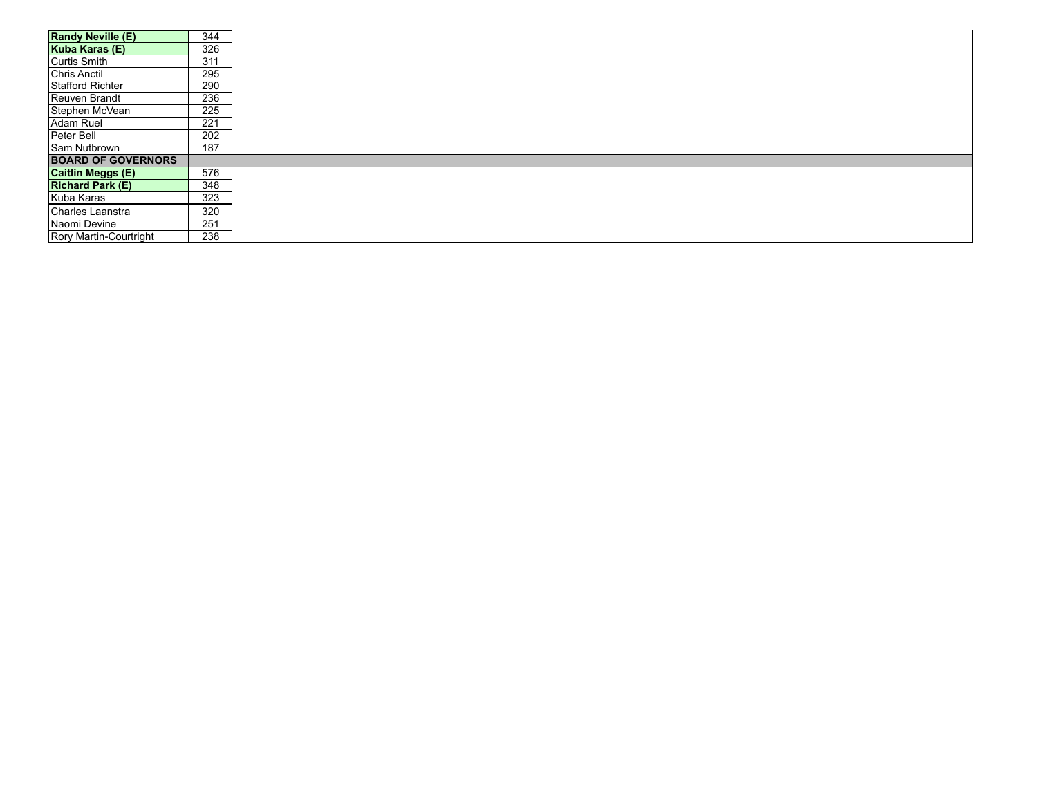| | |
|---|---|
| **Randy Neville (E)** | 344 |
| **Kuba Karas (E)** | 326 |
| Curtis Smith | 311 |
| Chris Anctil | 295 |
| Stafford Richter | 290 |
| Reuven Brandt | 236 |
| Stephen McVean | 225 |
| Adam Ruel | 221 |
| Peter Bell | 202 |
| Sam Nutbrown | 187 |
| **BOARD OF GOVERNORS** | |
| **Caitlin Meggs (E)** | 576 |
| **Richard Park (E)** | 348 |
| Kuba Karas | 323 |
| Charles Laanstra | 320 |
| Naomi Devine | 251 |
| Rory Martin-Courtright | 238 |